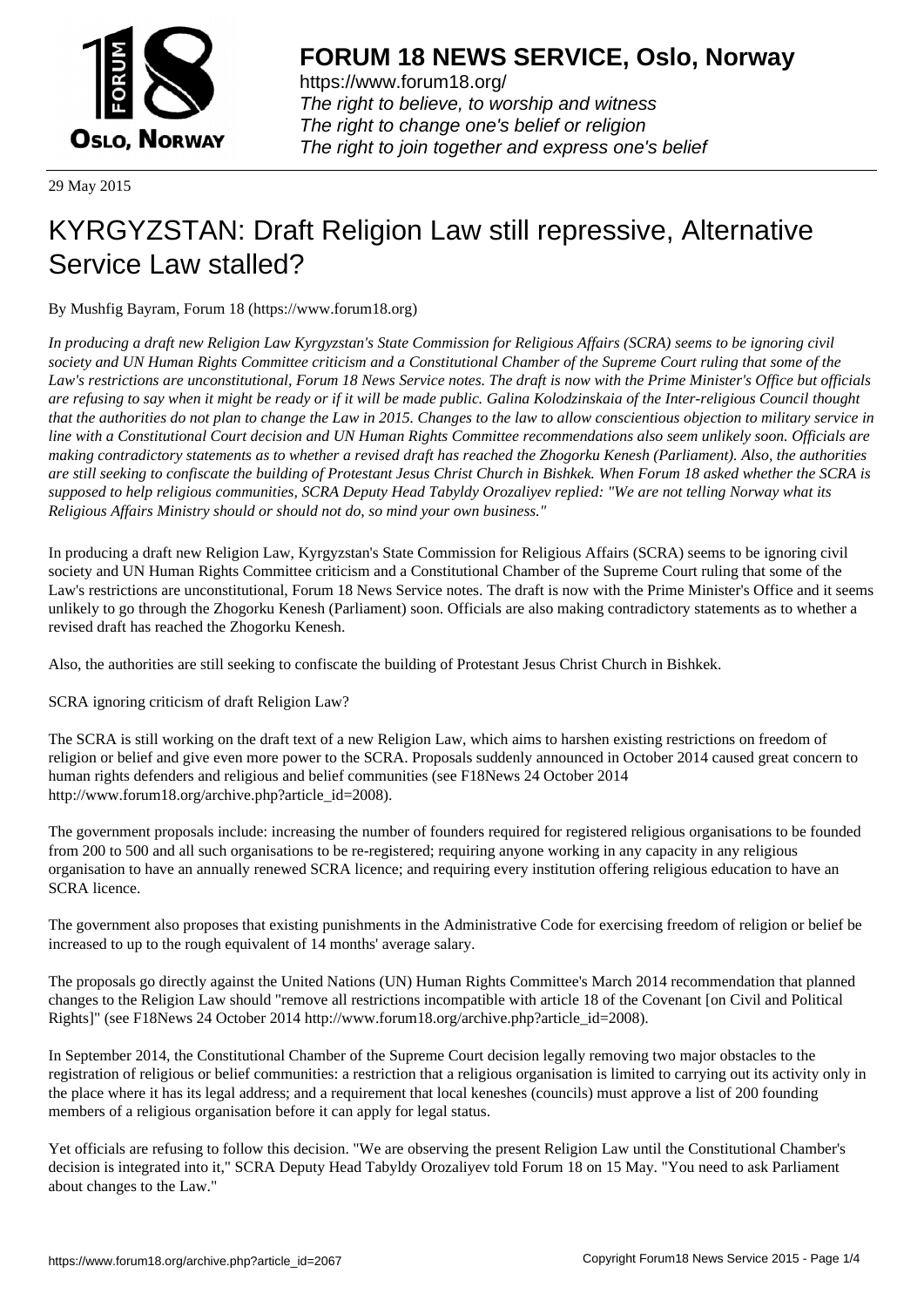29 May 2015

# KYRGYZSTAN: Draft Religion Law still repressive, Alternative Service Law stalled?

By Mushfig Bayram, Forum 18 (https://www.forum18.org)

*In producing a draft new Religion Law Kyrgyzstan's State Commission for Religious Affairs (SCRA) seems to be ignoring civil society and UN Human Rights Committee criticism and a Constitutional Chamber of the Supreme Court ruling that some of the Law's restrictions are unconstitutional, Forum 18 News Service notes. The draft is now with the Prime Minister's Office but officials are refusing to say when it might be ready or if it will be made public. Galina Kolodzinskaia of the Inter-religious Council thought that the authorities do not plan to change the Law in 2015. Changes to the law to allow conscientious objection to military service in line with a Constitutional Court decision and UN Human Rights Committee recommendations also seem unlikely soon. Officials are making contradictory statements as to whether a revised draft has reached the Zhogorku Kenesh (Parliament). Also, the authorities are still seeking to confiscate the building of Protestant Jesus Christ Church in Bishkek. When Forum 18 asked whether the SCRA is supposed to help religious communities, SCRA Deputy Head Tabyldy Orozaliyev replied: "We are not telling Norway what its Religious Affairs Ministry should or should not do, so mind your own business."*

In producing a draft new Religion Law, Kyrgyzstan's State Commission for Religious Affairs (SCRA) seems to be ignoring civil society and UN Human Rights Committee criticism and a Constitutional Chamber of the Supreme Court ruling that some of the Law's restrictions are unconstitutional, Forum 18 News Service notes. The draft is now with the Prime Minister's Office and it seems unlikely to go through the Zhogorku Kenesh (Parliament) soon. Officials are also making contradictory statements as to whether a revised draft has reached the Zhogorku Kenesh.

Also, the authorities are still seeking to confiscate the building of Protestant Jesus Christ Church in Bishkek.

SCRA ignoring criticism of draft Religion Law?

The SCRA is still working on the draft text of a new Religion Law, which aims to harshen existing restrictions on freedom of religion or belief and give even more power to the SCRA. Proposals suddenly announced in October 2014 caused great concern to human rights defenders and religious and belief communities (see F18News 24 October 2014 http://www.forum18.org/archive.php?article_id=2008).

The government proposals include: increasing the number of founders required for registered religious organisations to be founded from 200 to 500 and all such organisations to be re-registered; requiring anyone working in any capacity in any religious organisation to have an annually renewed SCRA licence; and requiring every institution offering religious education to have an SCRA licence.

The government also proposes that existing punishments in the Administrative Code for exercising freedom of religion or belief be increased to up to the rough equivalent of 14 months' average salary.

The proposals go directly against the United Nations (UN) Human Rights Committee's March 2014 recommendation that planned changes to the Religion Law should "remove all restrictions incompatible with article 18 of the Covenant [on Civil and Political Rights]" (see F18News 24 October 2014 http://www.forum18.org/archive.php?article_id=2008).

In September 2014, the Constitutional Chamber of the Supreme Court decision legally removing two major obstacles to the registration of religious or belief communities: a restriction that a religious organisation is limited to carrying out its activity only in the place where it has its legal address; and a requirement that local keneshes (councils) must approve a list of 200 founding members of a religious organisation before it can apply for legal status.

Yet officials are refusing to follow this decision. "We are observing the present Religion Law until the Constitutional Chamber's decision is integrated into it," SCRA Deputy Head Tabyldy Orozaliyev told Forum 18 on 15 May. "You need to ask Parliament about changes to the Law."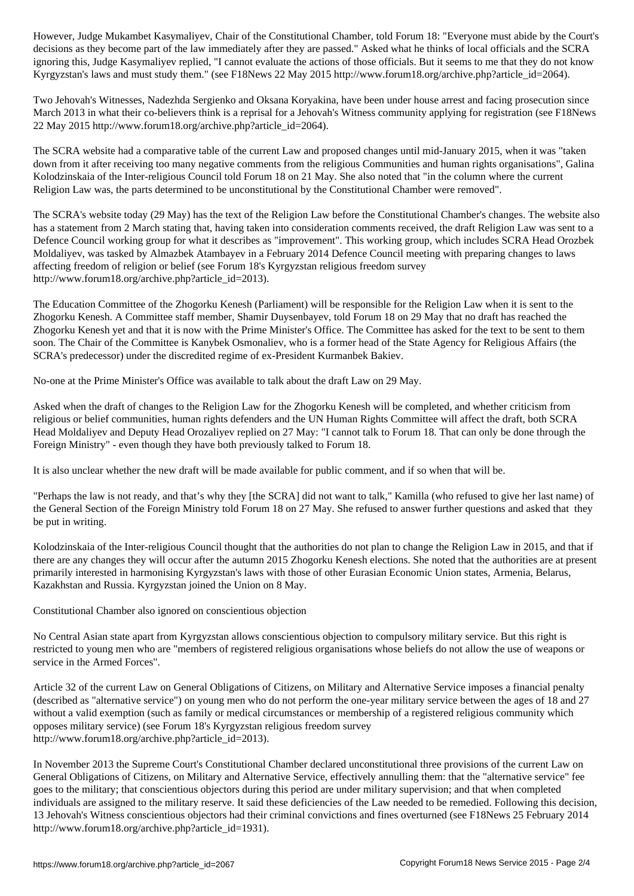However, Judge Mukambet Kasymaliyev, Chair of the Constitutional Chamber, told Forum 18: "Everyone must abide by the Court's decisions as they become part of the law immediately after they are passed." Asked what he thinks of local officials and the SCRA ignoring this, Judge Kasymaliyev replied, "I cannot evaluate the actions of those officials. But it seems to me that they do not know Kyrgyzstan's laws and must study them." (see F18News 22 May 2015 http://www.forum18.org/archive.php?article_id=2064).

Two Jehovah's Witnesses, Nadezhda Sergienko and Oksana Koryakina, have been under house arrest and facing prosecution since March 2013 in what their co-believers think is a reprisal for a Jehovah's Witness community applying for registration (see F18News 22 May 2015 http://www.forum18.org/archive.php?article_id=2064).

The SCRA website had a comparative table of the current Law and proposed changes until mid-January 2015, when it was "taken down from it after receiving too many negative comments from the religious Communities and human rights organisations", Galina Kolodzinskaia of the Inter-religious Council told Forum 18 on 21 May. She also noted that "in the column where the current Religion Law was, the parts determined to be unconstitutional by the Constitutional Chamber were removed".

The SCRA's website today (29 May) has the text of the Religion Law before the Constitutional Chamber's changes. The website also has a statement from 2 March stating that, having taken into consideration comments received, the draft Religion Law was sent to a Defence Council working group for what it describes as "improvement". This working group, which includes SCRA Head Orozbek Moldaliyev, was tasked by Almazbek Atambayev in a February 2014 Defence Council meeting with preparing changes to laws affecting freedom of religion or belief (see Forum 18's Kyrgyzstan religious freedom survey http://www.forum18.org/archive.php?article_id=2013).

The Education Committee of the Zhogorku Kenesh (Parliament) will be responsible for the Religion Law when it is sent to the Zhogorku Kenesh. A Committee staff member, Shamir Duysenbayev, told Forum 18 on 29 May that no draft has reached the Zhogorku Kenesh yet and that it is now with the Prime Minister's Office. The Committee has asked for the text to be sent to them soon. The Chair of the Committee is Kanybek Osmonaliev, who is a former head of the State Agency for Religious Affairs (the SCRA's predecessor) under the discredited regime of ex-President Kurmanbek Bakiev.

No-one at the Prime Minister's Office was available to talk about the draft Law on 29 May.

Asked when the draft of changes to the Religion Law for the Zhogorku Kenesh will be completed, and whether criticism from religious or belief communities, human rights defenders and the UN Human Rights Committee will affect the draft, both SCRA Head Moldaliyev and Deputy Head Orozaliyev replied on 27 May: "I cannot talk to Forum 18. That can only be done through the Foreign Ministry" - even though they have both previously talked to Forum 18.

It is also unclear whether the new draft will be made available for public comment, and if so when that will be.

"Perhaps the law is not ready, and that's why they [the SCRA] did not want to talk," Kamilla (who refused to give her last name) of the General Section of the Foreign Ministry told Forum 18 on 27 May. She refused to answer further questions and asked that they be put in writing.

Kolodzinskaia of the Inter-religious Council thought that the authorities do not plan to change the Religion Law in 2015, and that if there are any changes they will occur after the autumn 2015 Zhogorku Kenesh elections. She noted that the authorities are at present primarily interested in harmonising Kyrgyzstan's laws with those of other Eurasian Economic Union states, Armenia, Belarus, Kazakhstan and Russia. Kyrgyzstan joined the Union on 8 May.

## Constitutional Chamber also ignored on conscientious objection

No Central Asian state apart from Kyrgyzstan allows conscientious objection to compulsory military service. But this right is restricted to young men who are "members of registered religious organisations whose beliefs do not allow the use of weapons or service in the Armed Forces".

Article 32 of the current Law on General Obligations of Citizens, on Military and Alternative Service imposes a financial penalty (described as "alternative service") on young men who do not perform the one-year military service between the ages of 18 and 27 without a valid exemption (such as family or medical circumstances or membership of a registered religious community which opposes military service) (see Forum 18's Kyrgyzstan religious freedom survey http://www.forum18.org/archive.php?article_id=2013).

In November 2013 the Supreme Court's Constitutional Chamber declared unconstitutional three provisions of the current Law on General Obligations of Citizens, on Military and Alternative Service, effectively annulling them: that the "alternative service" fee goes to the military; that conscientious objectors during this period are under military supervision; and that when completed individuals are assigned to the military reserve. It said these deficiencies of the Law needed to be remedied. Following this decision, 13 Jehovah's Witness conscientious objectors had their criminal convictions and fines overturned (see F18News 25 February 2014 http://www.forum18.org/archive.php?article_id=1931).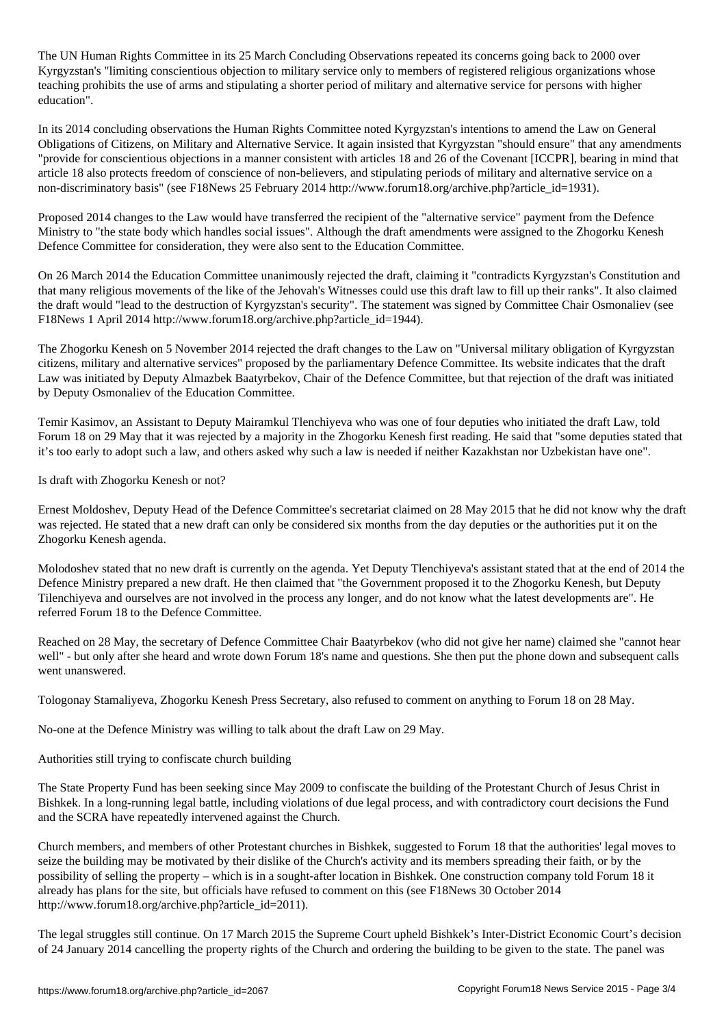The UN Human Rights Committee in its 25 March Concluding Observations repeated its concerns going back to 2000 over Kyrgyzstan's "limiting conscientious objection to military service only to members of registered religious organizations whose teaching prohibits the use of arms and stipulating a shorter period of military and alternative service for persons with higher education".

In its 2014 concluding observations the Human Rights Committee noted Kyrgyzstan's intentions to amend the Law on General Obligations of Citizens, on Military and Alternative Service. It again insisted that Kyrgyzstan "should ensure" that any amendments "provide for conscientious objections in a manner consistent with articles 18 and 26 of the Covenant [ICCPR], bearing in mind that article 18 also protects freedom of conscience of non-believers, and stipulating periods of military and alternative service on a non-discriminatory basis" (see F18News 25 February 2014 http://www.forum18.org/archive.php?article_id=1931).

Proposed 2014 changes to the Law would have transferred the recipient of the "alternative service" payment from the Defence Ministry to "the state body which handles social issues". Although the draft amendments were assigned to the Zhogorku Kenesh Defence Committee for consideration, they were also sent to the Education Committee.

On 26 March 2014 the Education Committee unanimously rejected the draft, claiming it "contradicts Kyrgyzstan's Constitution and that many religious movements of the like of the Jehovah's Witnesses could use this draft law to fill up their ranks". It also claimed the draft would "lead to the destruction of Kyrgyzstan's security". The statement was signed by Committee Chair Osmonaliev (see F18News 1 April 2014 http://www.forum18.org/archive.php?article_id=1944).

The Zhogorku Kenesh on 5 November 2014 rejected the draft changes to the Law on "Universal military obligation of Kyrgyzstan citizens, military and alternative services" proposed by the parliamentary Defence Committee. Its website indicates that the draft Law was initiated by Deputy Almazbek Baatyrbekov, Chair of the Defence Committee, but that rejection of the draft was initiated by Deputy Osmonaliev of the Education Committee.

Temir Kasimov, an Assistant to Deputy Mairamkul Tlenchiyeva who was one of four deputies who initiated the draft Law, told Forum 18 on 29 May that it was rejected by a majority in the Zhogorku Kenesh first reading. He said that "some deputies stated that it's too early to adopt such a law, and others asked why such a law is needed if neither Kazakhstan nor Uzbekistan have one".

## Is draft with Zhogorku Kenesh or not?

Ernest Moldoshev, Deputy Head of the Defence Committee's secretariat claimed on 28 May 2015 that he did not know why the draft was rejected. He stated that a new draft can only be considered six months from the day deputies or the authorities put it on the Zhogorku Kenesh agenda.

Molodoshev stated that no new draft is currently on the agenda. Yet Deputy Tlenchiyeva's assistant stated that at the end of 2014 the Defence Ministry prepared a new draft. He then claimed that "the Government proposed it to the Zhogorku Kenesh, but Deputy Tilenchiyeva and ourselves are not involved in the process any longer, and do not know what the latest developments are". He referred Forum 18 to the Defence Committee.

Reached on 28 May, the secretary of Defence Committee Chair Baatyrbekov (who did not give her name) claimed she "cannot hear well" - but only after she heard and wrote down Forum 18's name and questions. She then put the phone down and subsequent calls went unanswered.

Tologonay Stamaliyeva, Zhogorku Kenesh Press Secretary, also refused to comment on anything to Forum 18 on 28 May.

No-one at the Defence Ministry was willing to talk about the draft Law on 29 May.

## Authorities still trying to confiscate church building

The State Property Fund has been seeking since May 2009 to confiscate the building of the Protestant Church of Jesus Christ in Bishkek. In a long-running legal battle, including violations of due legal process, and with contradictory court decisions the Fund and the SCRA have repeatedly intervened against the Church.

Church members, and members of other Protestant churches in Bishkek, suggested to Forum 18 that the authorities' legal moves to seize the building may be motivated by their dislike of the Church's activity and its members spreading their faith, or by the possibility of selling the property – which is in a sought-after location in Bishkek. One construction company told Forum 18 it already has plans for the site, but officials have refused to comment on this (see F18News 30 October 2014 http://www.forum18.org/archive.php?article_id=2011).

The legal struggles still continue. On 17 March 2015 the Supreme Court upheld Bishkek's Inter-District Economic Court's decision of 24 January 2014 cancelling the property rights of the Church and ordering the building to be given to the state. The panel was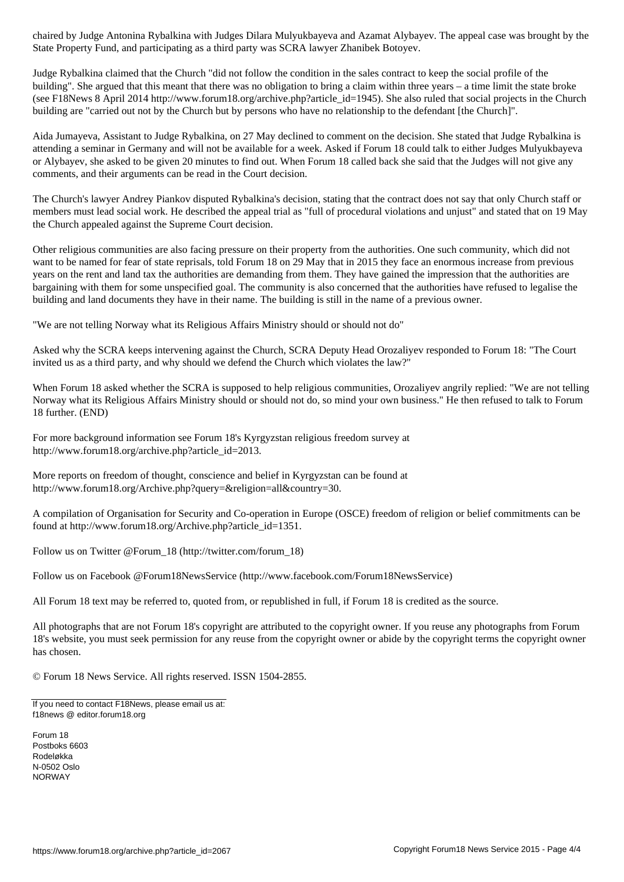chaired by Judge Antonina Rybalkina with Judges Dilara Mulyukbayeva and Azamat Alybayev. The appeal case was brought by the State Property Fund, and participating as a third party was SCRA lawyer Zhanibek Botoyev.

Judge Rybalkina claimed that the Church "did not follow the condition in the sales contract to keep the social profile of the building". She argued that this meant that there was no obligation to bring a claim within three years – a time limit the state broke (see F18News 8 April 2014 http://www.forum18.org/archive.php?article_id=1945). She also ruled that social projects in the Church building are "carried out not by the Church but by persons who have no relationship to the defendant [the Church]".

Aida Jumayeva, Assistant to Judge Rybalkina, on 27 May declined to comment on the decision. She stated that Judge Rybalkina is attending a seminar in Germany and will not be available for a week. Asked if Forum 18 could talk to either Judges Mulyukbayeva or Alybayev, she asked to be given 20 minutes to find out. When Forum 18 called back she said that the Judges will not give any comments, and their arguments can be read in the Court decision.

The Church's lawyer Andrey Piankov disputed Rybalkina's decision, stating that the contract does not say that only Church staff or members must lead social work. He described the appeal trial as "full of procedural violations and unjust" and stated that on 19 May the Church appealed against the Supreme Court decision.

Other religious communities are also facing pressure on their property from the authorities. One such community, which did not want to be named for fear of state reprisals, told Forum 18 on 29 May that in 2015 they face an enormous increase from previous years on the rent and land tax the authorities are demanding from them. They have gained the impression that the authorities are bargaining with them for some unspecified goal. The community is also concerned that the authorities have refused to legalise the building and land documents they have in their name. The building is still in the name of a previous owner.

"We are not telling Norway what its Religious Affairs Ministry should or should not do"

Asked why the SCRA keeps intervening against the Church, SCRA Deputy Head Orozaliyev responded to Forum 18: "The Court invited us as a third party, and why should we defend the Church which violates the law?"

When Forum 18 asked whether the SCRA is supposed to help religious communities, Orozaliyev angrily replied: "We are not telling Norway what its Religious Affairs Ministry should or should not do, so mind your own business." He then refused to talk to Forum 18 further. (END)

For more background information see Forum 18's Kyrgyzstan religious freedom survey at http://www.forum18.org/archive.php?article_id=2013.

More reports on freedom of thought, conscience and belief in Kyrgyzstan can be found at http://www.forum18.org/Archive.php?query=&religion=all&country=30.

A compilation of Organisation for Security and Co-operation in Europe (OSCE) freedom of religion or belief commitments can be found at http://www.forum18.org/Archive.php?article_id=1351.

Follow us on Twitter @Forum_18 (http://twitter.com/forum_18)

Follow us on Facebook @Forum18NewsService (http://www.facebook.com/Forum18NewsService)

All Forum 18 text may be referred to, quoted from, or republished in full, if Forum 18 is credited as the source.

All photographs that are not Forum 18's copyright are attributed to the copyright owner. If you reuse any photographs from Forum 18's website, you must seek permission for any reuse from the copyright owner or abide by the copyright terms the copyright owner has chosen.

© Forum 18 News Service. All rights reserved. ISSN 1504-2855.

If you need to contact F18News, please email us at:
f18news @ editor.forum18.org

Forum 18
Postboks 6603
Rodeløkka
N-0502 Oslo
NORWAY